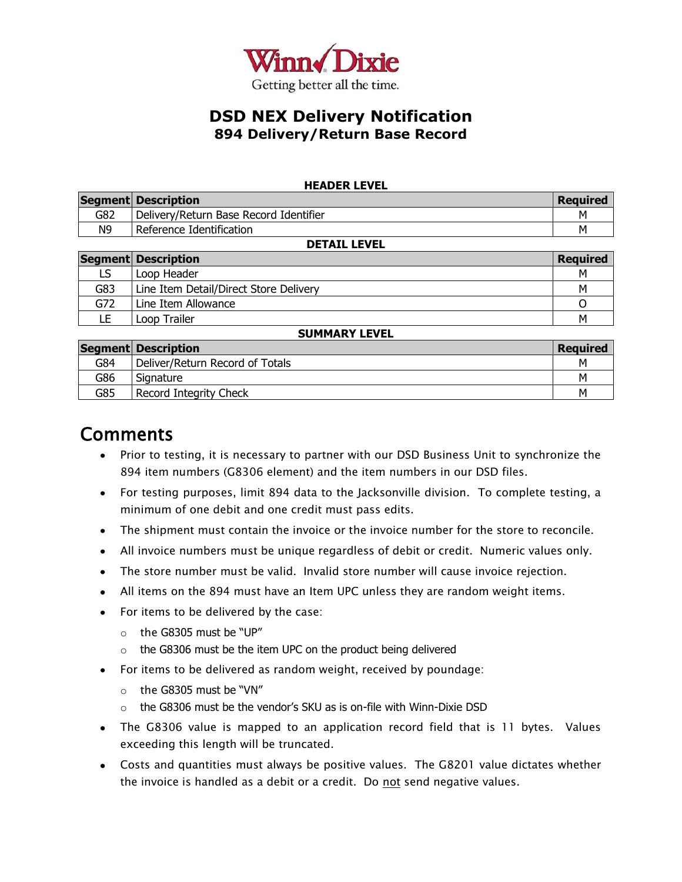Winn Dixie
Getting better all the time.

# DSD NEX Delivery Notification

## 894 Delivery/Return Base Record

**HEADER LEVEL**

| Segment | Description | Required |
|---|---|---|
| G82 | Delivery/Return Base Record Identifier | M |
| N9 | Reference Identification | M |

**DETAIL LEVEL**

| Segment | Description | Required |
|---|---|---|
| LS | Loop Header | M |
| G83 | Line Item Detail/Direct Store Delivery | M |
| G72 | Line Item Allowance | O |
| LE | Loop Trailer | M |

**SUMMARY LEVEL**

| Segment | Description | Required |
|---|---|---|
| G84 | Deliver/Return Record of Totals | M |
| G86 | Signature | M |
| G85 | Record Integrity Check | M |

## Comments

- Prior to testing, it is necessary to partner with our DSD Business Unit to synchronize the 894 item numbers (G8306 element) and the item numbers in our DSD files.
- For testing purposes, limit 894 data to the Jacksonville division. To complete testing, a minimum of one debit and one credit must pass edits.
- The shipment must contain the invoice or the invoice number for the store to reconcile.
- All invoice numbers must be unique regardless of debit or credit. Numeric values only.
- The store number must be valid. Invalid store number will cause invoice rejection.
- All items on the 894 must have an Item UPC unless they are random weight items.
- For items to be delivered by the case:
  - the G8305 must be "UP"
  - the G8306 must be the item UPC on the product being delivered
- For items to be delivered as random weight, received by poundage:
  - the G8305 must be "VN"
  - the G8306 must be the vendor's SKU as is on-file with Winn-Dixie DSD
- The G8306 value is mapped to an application record field that is 11 bytes. Values exceeding this length will be truncated.
- Costs and quantities must always be positive values. The G8201 value dictates whether the invoice is handled as a debit or a credit. Do <u>not</u> send negative values.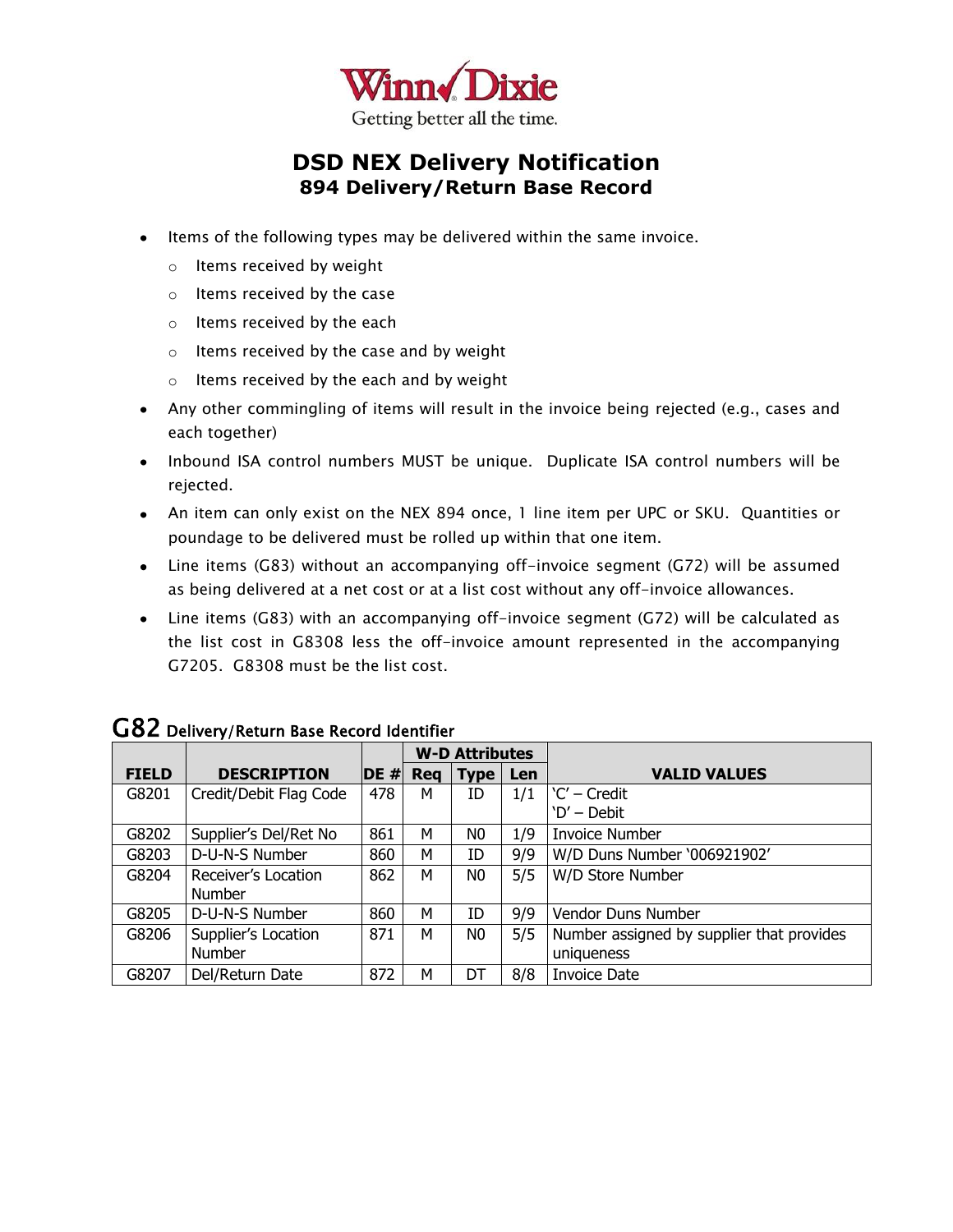Winn Dixie
Getting better all the time.

# DSD NEX Delivery Notification
## 894 Delivery/Return Base Record

- Items of the following types may be delivered within the same invoice.
  - Items received by weight
  - Items received by the case
  - Items received by the each
  - Items received by the case and by weight
  - Items received by the each and by weight
- Any other commingling of items will result in the invoice being rejected (e.g., cases and each together)
- Inbound ISA control numbers MUST be unique. Duplicate ISA control numbers will be rejected.
- An item can only exist on the NEX 894 once, 1 line item per UPC or SKU. Quantities or poundage to be delivered must be rolled up within that one item.
- Line items (G83) without an accompanying off-invoice segment (G72) will be assumed as being delivered at a net cost or at a list cost without any off-invoice allowances.
- Line items (G83) with an accompanying off-invoice segment (G72) will be calculated as the list cost in G8308 less the off-invoice amount represented in the accompanying G7205. G8308 must be the list cost.

## G82 Delivery/Return Base Record Identifier

| FIELD | DESCRIPTION | DE # | W-D Attributes | | | VALID VALUES |
|---|---|---|---|---|---|---|
| | | | Req | Type | Len | |
| G8201 | Credit/Debit Flag Code | 478 | M | ID | 1/1 | 'C' – Credit<br>'D' – Debit |
| G8202 | Supplier's Del/Ret No | 861 | M | N0 | 1/9 | Invoice Number |
| G8203 | D-U-N-S Number | 860 | M | ID | 9/9 | W/D Duns Number '006921902' |
| G8204 | Receiver's Location Number | 862 | M | N0 | 5/5 | W/D Store Number |
| G8205 | D-U-N-S Number | 860 | M | ID | 9/9 | Vendor Duns Number |
| G8206 | Supplier's Location Number | 871 | M | N0 | 5/5 | Number assigned by supplier that provides uniqueness |
| G8207 | Del/Return Date | 872 | M | DT | 8/8 | Invoice Date |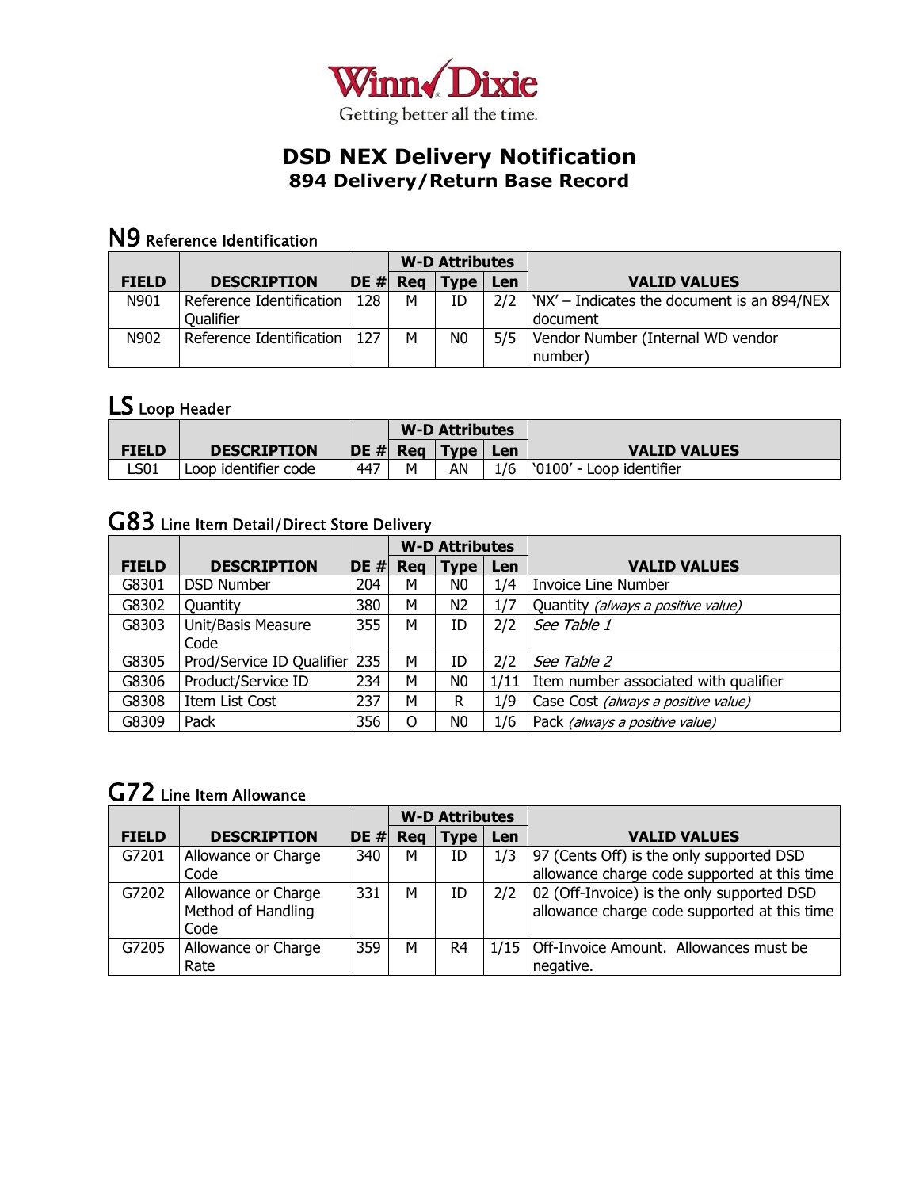Winn Dixie

Getting better all the time.

# DSD NEX Delivery Notification

## 894 Delivery/Return Base Record

## N9 Reference Identification

| FIELD | DESCRIPTION | DE # | W-D Attributes | | | VALID VALUES |
|---|---|---|---|---|---|---|
| | | | Req | Type | Len | |
| N901 | Reference Identification Qualifier | 128 | M | ID | 2/2 | 'NX' – Indicates the document is an 894/NEX document |
| N902 | Reference Identification | 127 | M | N0 | 5/5 | Vendor Number (Internal WD vendor number) |

## LS Loop Header

| FIELD | DESCRIPTION | DE # | W-D Attributes | | | VALID VALUES |
|---|---|---|---|---|---|---|
| | | | Req | Type | Len | |
| LS01 | Loop identifier code | 447 | M | AN | 1/6 | '0100' - Loop identifier |

## G83 Line Item Detail/Direct Store Delivery

| FIELD | DESCRIPTION | DE # | W-D Attributes | | | VALID VALUES |
|---|---|---|---|---|---|---|
| | | | Req | Type | Len | |
| G8301 | DSD Number | 204 | M | N0 | 1/4 | Invoice Line Number |
| G8302 | Quantity | 380 | M | N2 | 1/7 | Quantity *(always a positive value)* |
| G8303 | Unit/Basis Measure Code | 355 | M | ID | 2/2 | *See Table 1* |
| G8305 | Prod/Service ID Qualifier | 235 | M | ID | 2/2 | *See Table 2* |
| G8306 | Product/Service ID | 234 | M | N0 | 1/11 | Item number associated with qualifier |
| G8308 | Item List Cost | 237 | M | R | 1/9 | Case Cost *(always a positive value)* |
| G8309 | Pack | 356 | O | N0 | 1/6 | Pack *(always a positive value)* |

## G72 Line Item Allowance

| FIELD | DESCRIPTION | DE # | W-D Attributes | | | VALID VALUES |
|---|---|---|---|---|---|---|
| | | | Req | Type | Len | |
| G7201 | Allowance or Charge Code | 340 | M | ID | 1/3 | 97 (Cents Off) is the only supported DSD allowance charge code supported at this time |
| G7202 | Allowance or Charge Method of Handling Code | 331 | M | ID | 2/2 | 02 (Off-Invoice) is the only supported DSD allowance charge code supported at this time |
| G7205 | Allowance or Charge Rate | 359 | M | R4 | 1/15 | Off-Invoice Amount. Allowances must be negative. |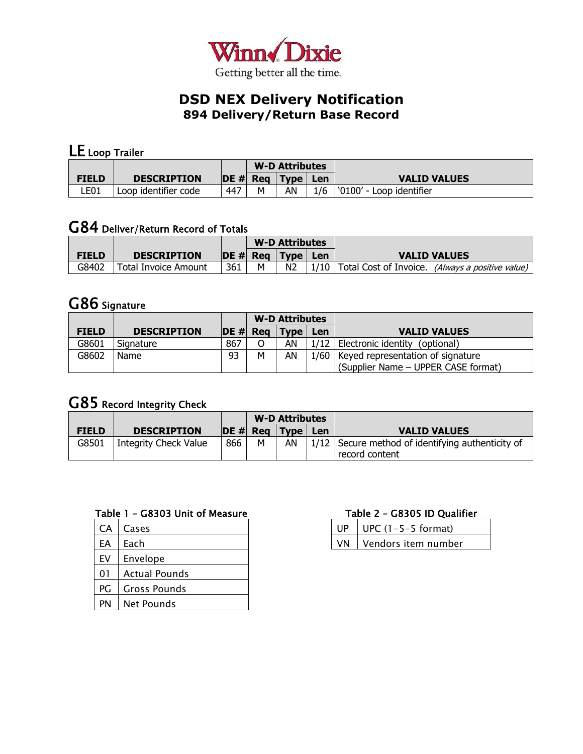Winn Dixie
Getting better all the time.

# DSD NEX Delivery Notification
## 894 Delivery/Return Base Record

### LE Loop Trailer

| FIELD | DESCRIPTION | DE # | W-D Attributes | | | VALID VALUES |
|---|---|---|---|---|---|---|
| | | | Req | Type | Len | |
| LE01 | Loop identifier code | 447 | M | AN | 1/6 | '0100' - Loop identifier |

### G84 Deliver/Return Record of Totals

| FIELD | DESCRIPTION | DE # | W-D Attributes | | | VALID VALUES |
|---|---|---|---|---|---|---|
| | | | Req | Type | Len | |
| G8402 | Total Invoice Amount | 361 | M | N2 | 1/10 | Total Cost of Invoice. *(Always a positive value)* |

### G86 Signature

| FIELD | DESCRIPTION | DE # | W-D Attributes | | | VALID VALUES |
|---|---|---|---|---|---|---|
| | | | Req | Type | Len | |
| G8601 | Signature | 867 | O | AN | 1/12 | Electronic identity (optional) |
| G8602 | Name | 93 | M | AN | 1/60 | Keyed representation of signature (Supplier Name – UPPER CASE format) |

### G85 Record Integrity Check

| FIELD | DESCRIPTION | DE # | W-D Attributes | | | VALID VALUES |
|---|---|---|---|---|---|---|
| | | | Req | Type | Len | |
| G8501 | Integrity Check Value | 866 | M | AN | 1/12 | Secure method of identifying authenticity of record content |

**Table 1 – G8303 Unit of Measure**

| | |
|---|---|
| CA | Cases |
| EA | Each |
| EV | Envelope |
| 01 | Actual Pounds |
| PG | Gross Pounds |
| PN | Net Pounds |

**Table 2 – G8305 ID Qualifier**

| | |
|---|---|
| UP | UPC (1-5-5 format) |
| VN | Vendors item number |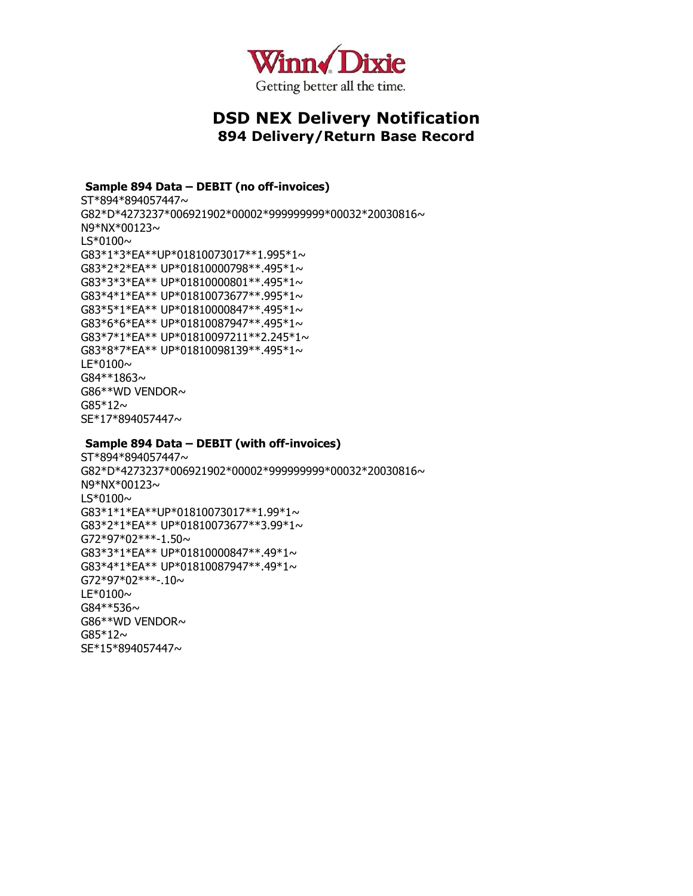Winn Dixie
Getting better all the time.

# DSD NEX Delivery Notification

## 894 Delivery/Return Base Record

**Sample 894 Data – DEBIT (no off-invoices)**

```
ST*894*894057447~
G82*D*4273237*006921902*00002*999999999*00032*20030816~
N9*NX*00123~
LS*0100~
G83*1*3*EA**UP*01810073017**1.995*1~
G83*2*2*EA** UP*01810000798**.495*1~
G83*3*3*EA** UP*01810000801**.495*1~
G83*4*1*EA** UP*01810073677**.995*1~
G83*5*1*EA** UP*01810000847**.495*1~
G83*6*6*EA** UP*01810087947**.495*1~
G83*7*1*EA** UP*01810097211**2.245*1~
G83*8*7*EA** UP*01810098139**.495*1~
LE*0100~
G84**1863~
G86**WD VENDOR~
G85*12~
SE*17*894057447~
```

**Sample 894 Data – DEBIT (with off-invoices)**

```
ST*894*894057447~
G82*D*4273237*006921902*00002*999999999*00032*20030816~
N9*NX*00123~
LS*0100~
G83*1*1*EA**UP*01810073017**1.99*1~
G83*2*1*EA** UP*01810073677**3.99*1~
G72*97*02***-1.50~
G83*3*1*EA** UP*01810000847**.49*1~
G83*4*1*EA** UP*01810087947**.49*1~
G72*97*02***-.10~
LE*0100~
G84**536~
G86**WD VENDOR~
G85*12~
SE*15*894057447~
```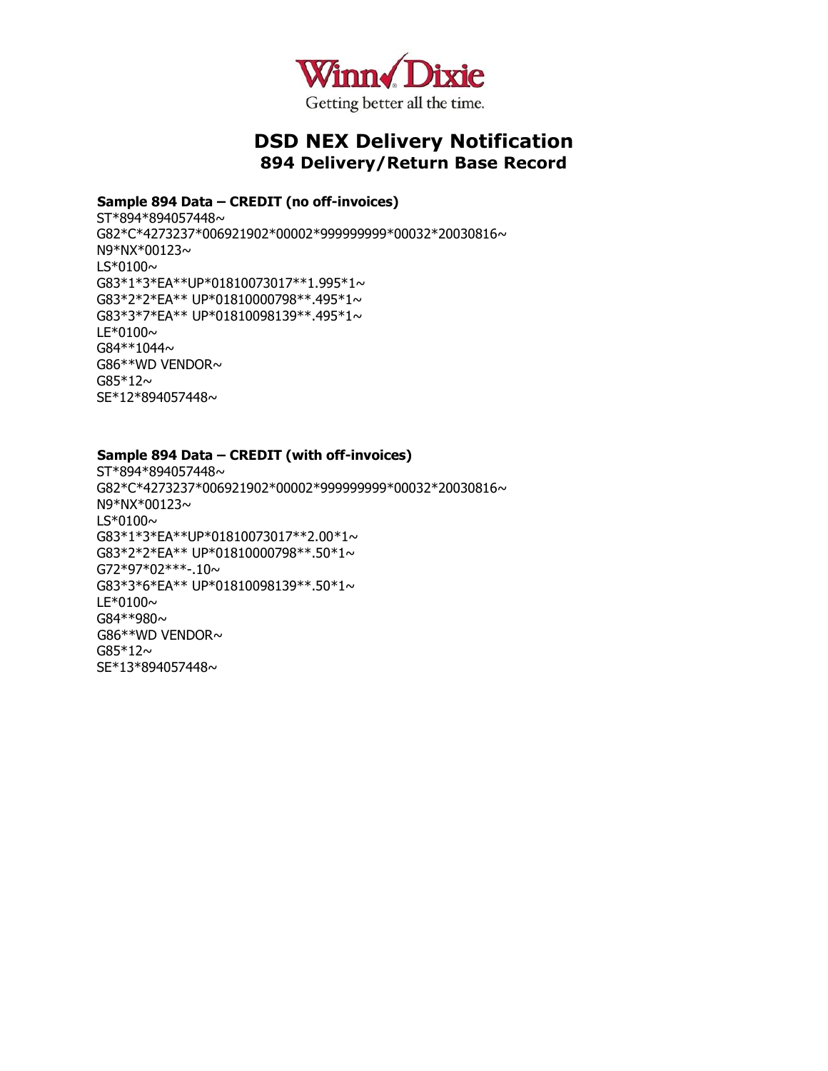Winn Dixie

Getting better all the time.

# DSD NEX Delivery Notification

## 894 Delivery/Return Base Record

**Sample 894 Data – CREDIT (no off-invoices)**

```
ST*894*894057448~
G82*C*4273237*006921902*00002*999999999*00032*20030816~
N9*NX*00123~
LS*0100~
G83*1*3*EA**UP*01810073017**1.995*1~
G83*2*2*EA** UP*01810000798**.495*1~
G83*3*7*EA** UP*01810098139**.495*1~
LE*0100~
G84**1044~
G86**WD VENDOR~
G85*12~
SE*12*894057448~
```

**Sample 894 Data – CREDIT (with off-invoices)**

```
ST*894*894057448~
G82*C*4273237*006921902*00002*999999999*00032*20030816~
N9*NX*00123~
LS*0100~
G83*1*3*EA**UP*01810073017**2.00*1~
G83*2*2*EA** UP*01810000798**.50*1~
G72*97*02***-.10~
G83*3*6*EA** UP*01810098139**.50*1~
LE*0100~
G84**980~
G86**WD VENDOR~
G85*12~
SE*13*894057448~
```